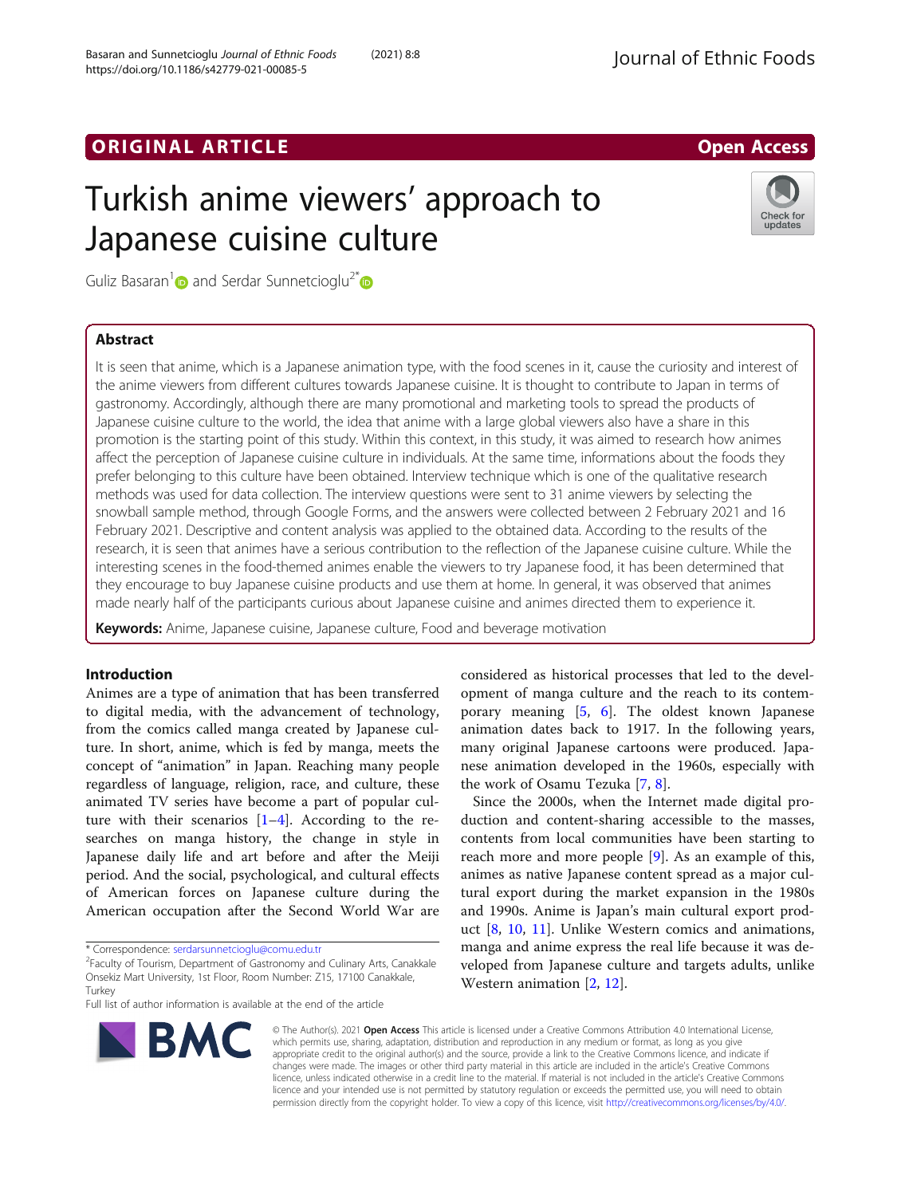ORIGINAL ARTICLE

Open Access

# Turkish anime viewers' approach to Japanese cuisine culture

Guliz Basaran[1] and Serdar Sunnetcioglu[2*]

## Abstract

It is seen that anime, which is a Japanese animation type, with the food scenes in it, cause the curiosity and interest of the anime viewers from different cultures towards Japanese cuisine. It is thought to contribute to Japan in terms of gastronomy. Accordingly, although there are many promotional and marketing tools to spread the products of Japanese cuisine culture to the world, the idea that anime with a large global viewers also have a share in this promotion is the starting point of this study. Within this context, in this study, it was aimed to research how animes affect the perception of Japanese cuisine culture in individuals. At the same time, informations about the foods they prefer belonging to this culture have been obtained. Interview technique which is one of the qualitative research methods was used for data collection. The interview questions were sent to 31 anime viewers by selecting the snowball sample method, through Google Forms, and the answers were collected between 2 February 2021 and 16 February 2021. Descriptive and content analysis was applied to the obtained data. According to the results of the research, it is seen that animes have a serious contribution to the reflection of the Japanese cuisine culture. While the interesting scenes in the food-themed animes enable the viewers to try Japanese food, it has been determined that they encourage to buy Japanese cuisine products and use them at home. In general, it was observed that animes made nearly half of the participants curious about Japanese cuisine and animes directed them to experience it.

**Keywords:** Anime, Japanese cuisine, Japanese culture, Food and beverage motivation

## Introduction

Animes are a type of animation that has been transferred to digital media, with the advancement of technology, from the comics called manga created by Japanese culture. In short, anime, which is fed by manga, meets the concept of "animation" in Japan. Reaching many people regardless of language, religion, race, and culture, these animated TV series have become a part of popular culture with their scenarios [1–4]. According to the researches on manga history, the change in style in Japanese daily life and art before and after the Meiji period. And the social, psychological, and cultural effects of American forces on Japanese culture during the American occupation after the Second World War are considered as historical processes that led to the development of manga culture and the reach to its contemporary meaning [5, 6]. The oldest known Japanese animation dates back to 1917. In the following years, many original Japanese cartoons were produced. Japanese animation developed in the 1960s, especially with the work of Osamu Tezuka [7, 8].

Since the 2000s, when the Internet made digital production and content-sharing accessible to the masses, contents from local communities have been starting to reach more and more people [9]. As an example of this, animes as native Japanese content spread as a major cultural export during the market expansion in the 1980s and 1990s. Anime is Japan's main cultural export product [8, 10, 11]. Unlike Western comics and animations, manga and anime express the real life because it was developed from Japanese culture and targets adults, unlike Western animation [2, 12].

\* Correspondence: serdarsunnetcioglu@comu.edu.tr
[2]Faculty of Tourism, Department of Gastronomy and Culinary Arts, Canakkale Onsekiz Mart University, 1st Floor, Room Number: Z15, 17100 Canakkale, Turkey
Full list of author information is available at the end of the article

© The Author(s). 2021 **Open Access** This article is licensed under a Creative Commons Attribution 4.0 International License, which permits use, sharing, adaptation, distribution and reproduction in any medium or format, as long as you give appropriate credit to the original author(s) and the source, provide a link to the Creative Commons licence, and indicate if changes were made. The images or other third party material in this article are included in the article's Creative Commons licence, unless indicated otherwise in a credit line to the material. If material is not included in the article's Creative Commons licence and your intended use is not permitted by statutory regulation or exceeds the permitted use, you will need to obtain permission directly from the copyright holder. To view a copy of this licence, visit http://creativecommons.org/licenses/by/4.0/.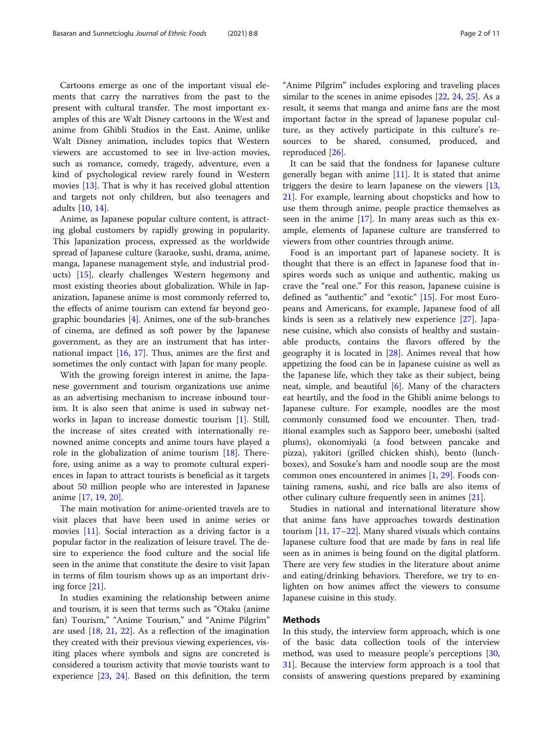Cartoons emerge as one of the important visual elements that carry the narratives from the past to the present with cultural transfer. The most important examples of this are Walt Disney cartoons in the West and anime from Ghibli Studios in the East. Anime, unlike Walt Disney animation, includes topics that Western viewers are accustomed to see in live-action movies, such as romance, comedy, tragedy, adventure, even a kind of psychological review rarely found in Western movies [13]. That is why it has received global attention and targets not only children, but also teenagers and adults [10, 14].

Anime, as Japanese popular culture content, is attracting global customers by rapidly growing in popularity. This Japanization process, expressed as the worldwide spread of Japanese culture (karaoke, sushi, drama, anime, manga, Japanese management style, and industrial products) [15], clearly challenges Western hegemony and most existing theories about globalization. While in Japanization, Japanese anime is most commonly referred to, the effects of anime tourism can extend far beyond geographic boundaries [4]. Animes, one of the sub-branches of cinema, are defined as soft power by the Japanese government, as they are an instrument that has international impact [16, 17]. Thus, animes are the first and sometimes the only contact with Japan for many people.

With the growing foreign interest in anime, the Japanese government and tourism organizations use anime as an advertising mechanism to increase inbound tourism. It is also seen that anime is used in subway networks in Japan to increase domestic tourism [1]. Still, the increase of sites created with internationally renowned anime concepts and anime tours have played a role in the globalization of anime tourism [18]. Therefore, using anime as a way to promote cultural experiences in Japan to attract tourists is beneficial as it targets about 50 million people who are interested in Japanese anime [17, 19, 20].

The main motivation for anime-oriented travels are to visit places that have been used in anime series or movies [11]. Social interaction as a driving factor is a popular factor in the realization of leisure travel. The desire to experience the food culture and the social life seen in the anime that constitute the desire to visit Japan in terms of film tourism shows up as an important driving force [21].

In studies examining the relationship between anime and tourism, it is seen that terms such as "Otaku (anime fan) Tourism," "Anime Tourism," and "Anime Pilgrim" are used [18, 21, 22]. As a reflection of the imagination they created with their previous viewing experiences, visiting places where symbols and signs are concreted is considered a tourism activity that movie tourists want to experience [23, 24]. Based on this definition, the term "Anime Pilgrim" includes exploring and traveling places similar to the scenes in anime episodes [22, 24, 25]. As a result, it seems that manga and anime fans are the most important factor in the spread of Japanese popular culture, as they actively participate in this culture's resources to be shared, consumed, produced, and reproduced [26].

It can be said that the fondness for Japanese culture generally began with anime [11]. It is stated that anime triggers the desire to learn Japanese on the viewers [13, 21]. For example, learning about chopsticks and how to use them through anime, people practice themselves as seen in the anime [17]. In many areas such as this example, elements of Japanese culture are transferred to viewers from other countries through anime.

Food is an important part of Japanese society. It is thought that there is an effect in Japanese food that inspires words such as unique and authentic, making us crave the "real one." For this reason, Japanese cuisine is defined as "authentic" and "exotic" [15]. For most Europeans and Americans, for example, Japanese food of all kinds is seen as a relatively new experience [27]. Japanese cuisine, which also consists of healthy and sustainable products, contains the flavors offered by the geography it is located in [28]. Animes reveal that how appetizing the food can be in Japanese cuisine as well as the Japanese life, which they take as their subject, being neat, simple, and beautiful [6]. Many of the characters eat heartily, and the food in the Ghibli anime belongs to Japanese culture. For example, noodles are the most commonly consumed food we encounter. Then, traditional examples such as Sapporo beer, umeboshi (salted plums), okonomiyaki (a food between pancake and pizza), yakitori (grilled chicken shish), bento (lunch-boxes), and Sosuke's ham and noodle soup are the most common ones encountered in animes [1, 29]. Foods containing ramens, sushi, and rice balls are also items of other culinary culture frequently seen in animes [21].

Studies in national and international literature show that anime fans have approaches towards destination tourism [11, 17–22]. Many shared visuals which contains Japanese culture food that are made by fans in real life seen as in animes is being found on the digital platform. There are very few studies in the literature about anime and eating/drinking behaviors. Therefore, we try to enlighten on how animes affect the viewers to consume Japanese cuisine in this study.

## Methods

In this study, the interview form approach, which is one of the basic data collection tools of the interview method, was used to measure people's perceptions [30, 31]. Because the interview form approach is a tool that consists of answering questions prepared by examining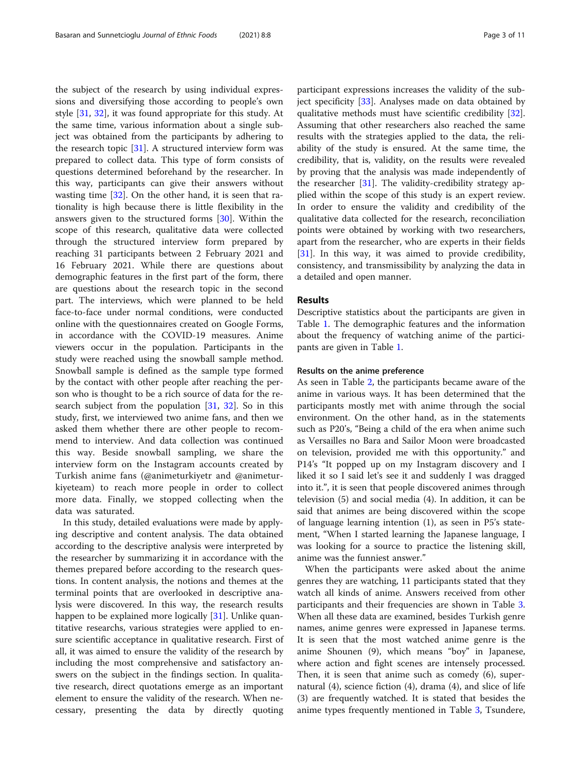the subject of the research by using individual expressions and diversifying those according to people's own style [31, 32], it was found appropriate for this study. At the same time, various information about a single subject was obtained from the participants by adhering to the research topic [31]. A structured interview form was prepared to collect data. This type of form consists of questions determined beforehand by the researcher. In this way, participants can give their answers without wasting time [32]. On the other hand, it is seen that rationality is high because there is little flexibility in the answers given to the structured forms [30]. Within the scope of this research, qualitative data were collected through the structured interview form prepared by reaching 31 participants between 2 February 2021 and 16 February 2021. While there are questions about demographic features in the first part of the form, there are questions about the research topic in the second part. The interviews, which were planned to be held face-to-face under normal conditions, were conducted online with the questionnaires created on Google Forms, in accordance with the COVID-19 measures. Anime viewers occur in the population. Participants in the study were reached using the snowball sample method. Snowball sample is defined as the sample type formed by the contact with other people after reaching the person who is thought to be a rich source of data for the research subject from the population [31, 32]. So in this study, first, we interviewed two anime fans, and then we asked them whether there are other people to recommend to interview. And data collection was continued this way. Beside snowball sampling, we share the interview form on the Instagram accounts created by Turkish anime fans (@animeturkiyetr and @animeturkiyeteam) to reach more people in order to collect more data. Finally, we stopped collecting when the data was saturated.

In this study, detailed evaluations were made by applying descriptive and content analysis. The data obtained according to the descriptive analysis were interpreted by the researcher by summarizing it in accordance with the themes prepared before according to the research questions. In content analysis, the notions and themes at the terminal points that are overlooked in descriptive analysis were discovered. In this way, the research results happen to be explained more logically [31]. Unlike quantitative researchs, various strategies were applied to ensure scientific acceptance in qualitative research. First of all, it was aimed to ensure the validity of the research by including the most comprehensive and satisfactory answers on the subject in the findings section. In qualitative research, direct quotations emerge as an important element to ensure the validity of the research. When necessary, presenting the data by directly quoting participant expressions increases the validity of the subject specificity [33]. Analyses made on data obtained by qualitative methods must have scientific credibility [32]. Assuming that other researchers also reached the same results with the strategies applied to the data, the reliability of the study is ensured. At the same time, the credibility, that is, validity, on the results were revealed by proving that the analysis was made independently of the researcher [31]. The validity-credibility strategy applied within the scope of this study is an expert review. In order to ensure the validity and credibility of the qualitative data collected for the research, reconciliation points were obtained by working with two researchers, apart from the researcher, who are experts in their fields [31]. In this way, it was aimed to provide credibility, consistency, and transmissibility by analyzing the data in a detailed and open manner.

## Results

Descriptive statistics about the participants are given in Table 1. The demographic features and the information about the frequency of watching anime of the participants are given in Table 1.

### Results on the anime preference

As seen in Table 2, the participants became aware of the anime in various ways. It has been determined that the participants mostly met with anime through the social environment. On the other hand, as in the statements such as P20's, "Being a child of the era when anime such as Versailles no Bara and Sailor Moon were broadcasted on television, provided me with this opportunity." and P14's "It popped up on my Instagram discovery and I liked it so I said let's see it and suddenly I was dragged into it.", it is seen that people discovered animes through television (5) and social media (4). In addition, it can be said that animes are being discovered within the scope of language learning intention (1), as seen in P5's statement, "When I started learning the Japanese language, I was looking for a source to practice the listening skill, anime was the funniest answer."

When the participants were asked about the anime genres they are watching, 11 participants stated that they watch all kinds of anime. Answers received from other participants and their frequencies are shown in Table 3. When all these data are examined, besides Turkish genre names, anime genres were expressed in Japanese terms. It is seen that the most watched anime genre is the anime Shounen (9), which means "boy" in Japanese, where action and fight scenes are intensely processed. Then, it is seen that anime such as comedy (6), supernatural (4), science fiction (4), drama (4), and slice of life (3) are frequently watched. It is stated that besides the anime types frequently mentioned in Table 3, Tsundere,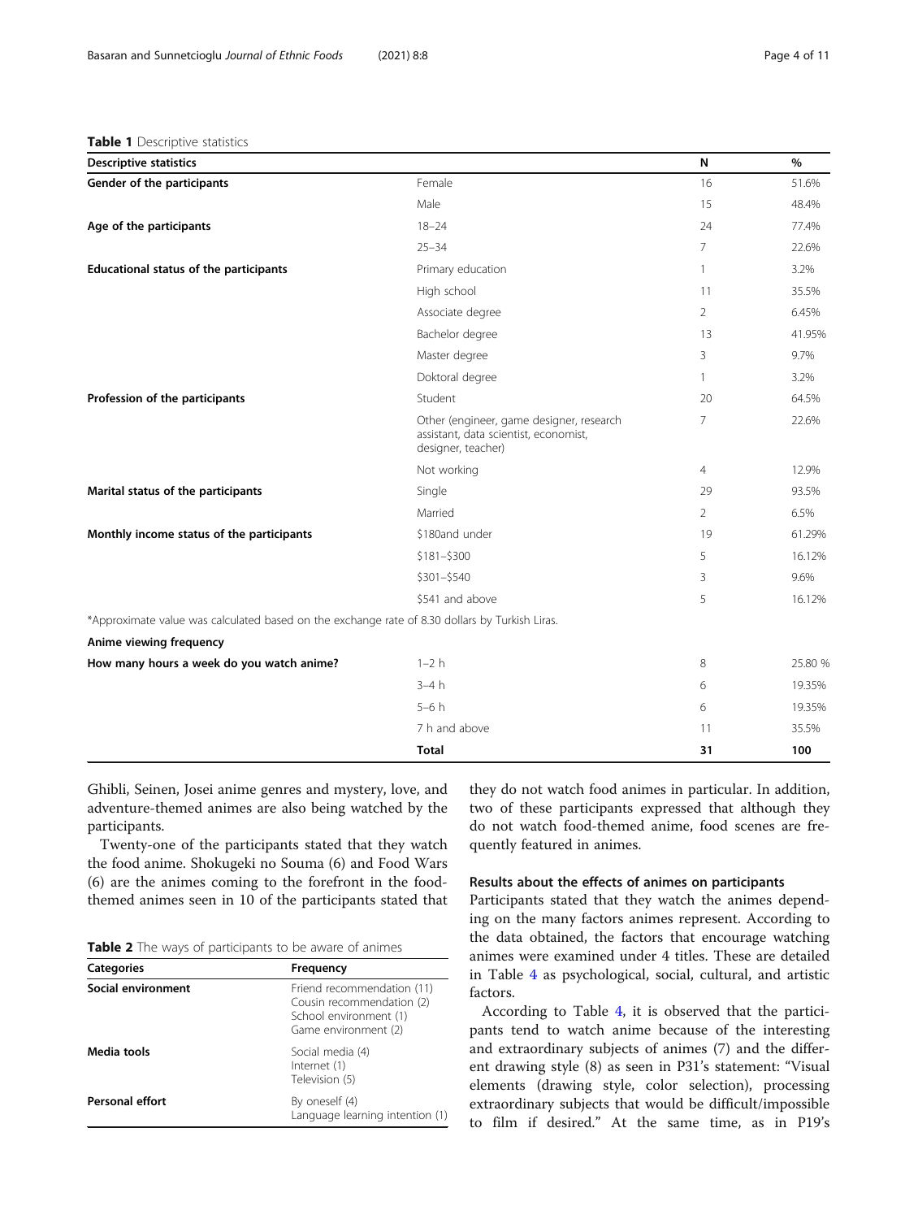**Table 1** Descriptive statistics

| Descriptive statistics | | N | % |
|---|---|---|---|
| **Gender of the participants** | Female | 16 | 51.6% |
| | Male | 15 | 48.4% |
| **Age of the participants** | 18–24 | 24 | 77.4% |
| | 25–34 | 7 | 22.6% |
| **Educational status of the participants** | Primary education | 1 | 3.2% |
| | High school | 11 | 35.5% |
| | Associate degree | 2 | 6.45% |
| | Bachelor degree | 13 | 41.95% |
| | Master degree | 3 | 9.7% |
| | Doktoral degree | 1 | 3.2% |
| **Profession of the participants** | Student | 20 | 64.5% |
| | Other (engineer, game designer, research assistant, data scientist, economist, designer, teacher) | 7 | 22.6% |
| | Not working | 4 | 12.9% |
| **Marital status of the participants** | Single | 29 | 93.5% |
| | Married | 2 | 6.5% |
| **Monthly income status of the participants** | $180and under | 19 | 61.29% |
| | $181–$300 | 5 | 16.12% |
| | $301–$540 | 3 | 9.6% |
| | $541 and above | 5 | 16.12% |
| *Approximate value was calculated based on the exchange rate of 8.30 dollars by Turkish Liras. | | | |
| **Anime viewing frequency** | | | |
| **How many hours a week do you watch anime?** | 1–2 h | 8 | 25.80 % |
| | 3–4 h | 6 | 19.35% |
| | 5–6 h | 6 | 19.35% |
| | 7 h and above | 11 | 35.5% |
| | **Total** | **31** | **100** |

Ghibli, Seinen, Josei anime genres and mystery, love, and adventure-themed animes are also being watched by the participants.

Twenty-one of the participants stated that they watch the food anime. Shokugeki no Souma (6) and Food Wars (6) are the animes coming to the forefront in the food-themed animes seen in 10 of the participants stated that they do not watch food animes in particular. In addition, two of these participants expressed that although they do not watch food-themed anime, food scenes are frequently featured in animes.

**Table 2** The ways of participants to be aware of animes

| Categories | Frequency |
|---|---|
| **Social environment** | Friend recommendation (11)<br>Cousin recommendation (2)<br>School environment (1)<br>Game environment (2) |
| **Media tools** | Social media (4)<br>Internet (1)<br>Television (5) |
| **Personal effort** | By oneself (4)<br>Language learning intention (1) |

### Results about the effects of animes on participants

Participants stated that they watch the animes depending on the many factors animes represent. According to the data obtained, the factors that encourage watching animes were examined under 4 titles. These are detailed in Table 4 as psychological, social, cultural, and artistic factors.

According to Table 4, it is observed that the participants tend to watch anime because of the interesting and extraordinary subjects of animes (7) and the different drawing style (8) as seen in P31's statement: "Visual elements (drawing style, color selection), processing extraordinary subjects that would be difficult/impossible to film if desired." At the same time, as in P19's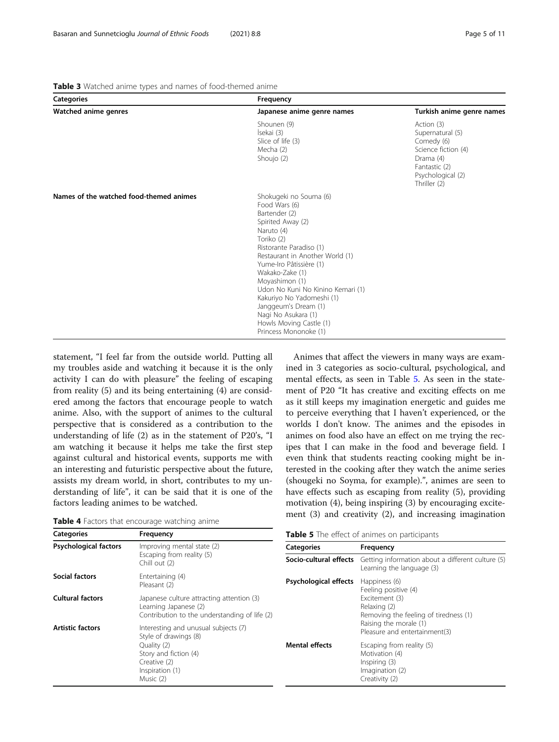**Table 3** Watched anime types and names of food-themed anime

| Categories | Frequency | |
|---|---|---|
| **Watched anime genres** | **Japanese anime genre names** | **Turkish anime genre names** |
| | Shounen (9)<br>İsekai (3)<br>Slice of life (3)<br>Mecha (2)<br>Shoujo (2) | Action (3)<br>Supernatural (5)<br>Comedy (6)<br>Science fiction (4)<br>Drama (4)<br>Fantastic (2)<br>Psychological (2)<br>Thriller (2) |
| **Names of the watched food-themed animes** | Shokugeki no Souma (6)<br>Food Wars (6)<br>Bartender (2)<br>Spirited Away (2)<br>Naruto (4)<br>Toriko (2)<br>Ristorante Paradiso (1)<br>Restaurant in Another World (1)<br>Yume-Iro Pâtissière (1)<br>Wakako-Zake (1)<br>Moyashimon (1)<br>Udon No Kuni No Kinino Kemari (1)<br>Kakuriyo No Yadomeshi (1)<br>Janggeum's Dream (1)<br>Nagi No Asukara (1)<br>Howls Moving Castle (1)<br>Princess Mononoke (1) | |

statement, "I feel far from the outside world. Putting all my troubles aside and watching it because it is the only activity I can do with pleasure" the feeling of escaping from reality (5) and its being entertaining (4) are considered among the factors that encourage people to watch anime. Also, with the support of animes to the cultural perspective that is considered as a contribution to the understanding of life (2) as in the statement of P20's, "I am watching it because it helps me take the first step against cultural and historical events, supports me with an interesting and futuristic perspective about the future, assists my dream world, in short, contributes to my understanding of life", it can be said that it is one of the factors leading animes to be watched.

**Table 4** Factors that encourage watching anime

| Categories | Frequency |
|---|---|
| **Psychological factors** | Improving mental state (2)<br>Escaping from reality (5)<br>Chill out (2) |
| **Social factors** | Entertaining (4)<br>Pleasant (2) |
| **Cultural factors** | Japanese culture attracting attention (3)<br>Learning Japanese (2)<br>Contribution to the understanding of life (2) |
| **Artistic factors** | Interesting and unusual subjects (7)<br>Style of drawings (8)<br>Quality (2)<br>Story and fiction (4)<br>Creative (2)<br>Inspiration (1)<br>Music (2) |

Animes that affect the viewers in many ways are examined in 3 categories as socio-cultural, psychological, and mental effects, as seen in Table 5. As seen in the statement of P20 "It has creative and exciting effects on me as it still keeps my imagination energetic and guides me to perceive everything that I haven't experienced, or the worlds I don't know. The animes and the episodes in animes on food also have an effect on me trying the recipes that I can make in the food and beverage field. I even think that students reacting cooking might be interested in the cooking after they watch the anime series (shougeki no Soyma, for example).", animes are seen to have effects such as escaping from reality (5), providing motivation (4), being inspiring (3) by encouraging excitement (3) and creativity (2), and increasing imagination

**Table 5** The effect of animes on participants

| Categories | Frequency |
|---|---|
| **Socio-cultural effects** | Getting information about a different culture (5)<br>Learning the language (3) |
| **Psychological effects** | Happiness (6)<br>Feeling positive (4)<br>Excitement (3)<br>Relaxing (2)<br>Removing the feeling of tiredness (1)<br>Raising the morale (1)<br>Pleasure and entertainment(3) |
| **Mental effects** | Escaping from reality (5)<br>Motivation (4)<br>Inspiring (3)<br>Imagination (2)<br>Creativity (2) |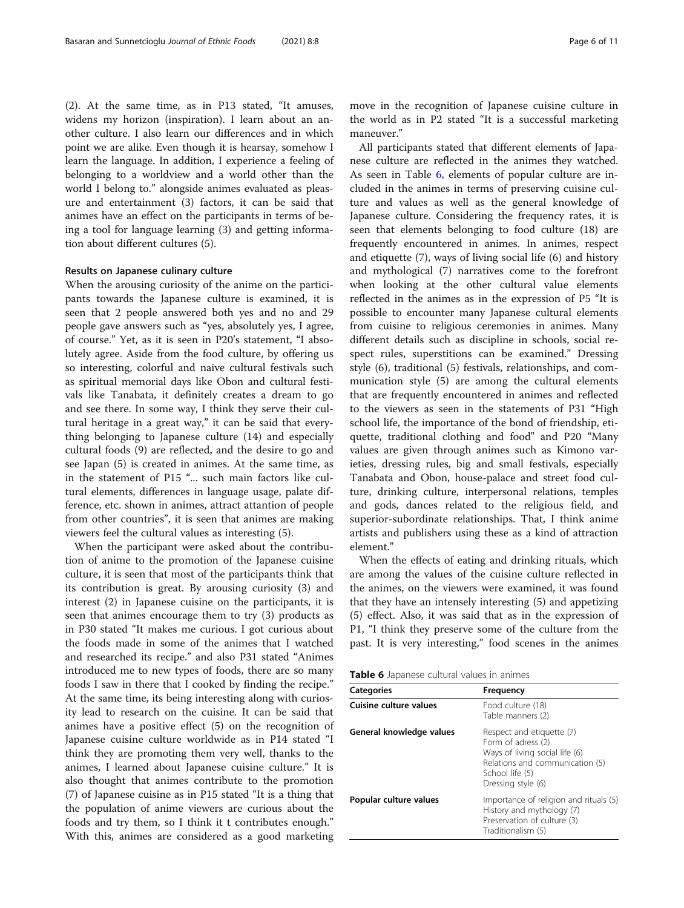(2). At the same time, as in P13 stated, "It amuses, widens my horizon (inspiration). I learn about an another culture. I also learn our differences and in which point we are alike. Even though it is hearsay, somehow I learn the language. In addition, I experience a feeling of belonging to a worldview and a world other than the world I belong to." alongside animes evaluated as pleasure and entertainment (3) factors, it can be said that animes have an effect on the participants in terms of being a tool for language learning (3) and getting information about different cultures (5).

#### Results on Japanese culinary culture

When the arousing curiosity of the anime on the participants towards the Japanese culture is examined, it is seen that 2 people answered both yes and no and 29 people gave answers such as "yes, absolutely yes, I agree, of course." Yet, as it is seen in P20's statement, "I absolutely agree. Aside from the food culture, by offering us so interesting, colorful and naive cultural festivals such as spiritual memorial days like Obon and cultural festivals like Tanabata, it definitely creates a dream to go and see there. In some way, I think they serve their cultural heritage in a great way," it can be said that everything belonging to Japanese culture (14) and especially cultural foods (9) are reflected, and the desire to go and see Japan (5) is created in animes. At the same time, as in the statement of P15 "... such main factors like cultural elements, differences in language usage, palate difference, etc. shown in animes, attract attention of people from other countries", it is seen that animes are making viewers feel the cultural values as interesting (5).

When the participant were asked about the contribution of anime to the promotion of the Japanese cuisine culture, it is seen that most of the participants think that its contribution is great. By arousing curiosity (3) and interest (2) in Japanese cuisine on the participants, it is seen that animes encourage them to try (3) products as in P30 stated "It makes me curious. I got curious about the foods made in some of the animes that I watched and researched its recipe." and also P31 stated "Animes introduced me to new types of foods, there are so many foods I saw in there that I cooked by finding the recipe." At the same time, its being interesting along with curiosity lead to research on the cuisine. It can be said that animes have a positive effect (5) on the recognition of Japanese cuisine culture worldwide as in P14 stated "I think they are promoting them very well, thanks to the animes, I learned about Japanese cuisine culture." It is also thought that animes contribute to the promotion (7) of Japanese cuisine as in P15 stated "It is a thing that the population of anime viewers are curious about the foods and try them, so I think it t contributes enough." With this, animes are considered as a good marketing move in the recognition of Japanese cuisine culture in the world as in P2 stated "It is a successful marketing maneuver."

All participants stated that different elements of Japanese culture are reflected in the animes they watched. As seen in Table 6, elements of popular culture are included in the animes in terms of preserving cuisine culture and values as well as the general knowledge of Japanese culture. Considering the frequency rates, it is seen that elements belonging to food culture (18) are frequently encountered in animes. In animes, respect and etiquette (7), ways of living social life (6) and history and mythological (7) narratives come to the forefront when looking at the other cultural value elements reflected in the animes as in the expression of P5 "It is possible to encounter many Japanese cultural elements from cuisine to religious ceremonies in animes. Many different details such as discipline in schools, social respect rules, superstitions can be examined." Dressing style (6), traditional (5) festivals, relationships, and communication style (5) are among the cultural elements that are frequently encountered in animes and reflected to the viewers as seen in the statements of P31 "High school life, the importance of the bond of friendship, etiquette, traditional clothing and food" and P20 "Many values are given through animes such as Kimono varieties, dressing rules, big and small festivals, especially Tanabata and Obon, house-palace and street food culture, drinking culture, interpersonal relations, temples and gods, dances related to the religious field, and superior-subordinate relationships. That, I think anime artists and publishers using these as a kind of attraction element."

When the effects of eating and drinking rituals, which are among the values of the cuisine culture reflected in the animes, on the viewers were examined, it was found that they have an intensely interesting (5) and appetizing (5) effect. Also, it was said that as in the expression of P1, "I think they preserve some of the culture from the past. It is very interesting," food scenes in the animes

**Table 6** Japanese cultural values in animes

| Categories | Frequency |
|---|---|
| **Cuisine culture values** | Food culture (18)<br>Table manners (2) |
| **General knowledge values** | Respect and etiquette (7)<br>Form of adress (2)<br>Ways of living social life (6)<br>Relations and communication (5)<br>School life (5)<br>Dressing style (6) |
| **Popular culture values** | Importance of religion and rituals (5)<br>History and mythology (7)<br>Preservation of culture (3)<br>Traditionalism (5) |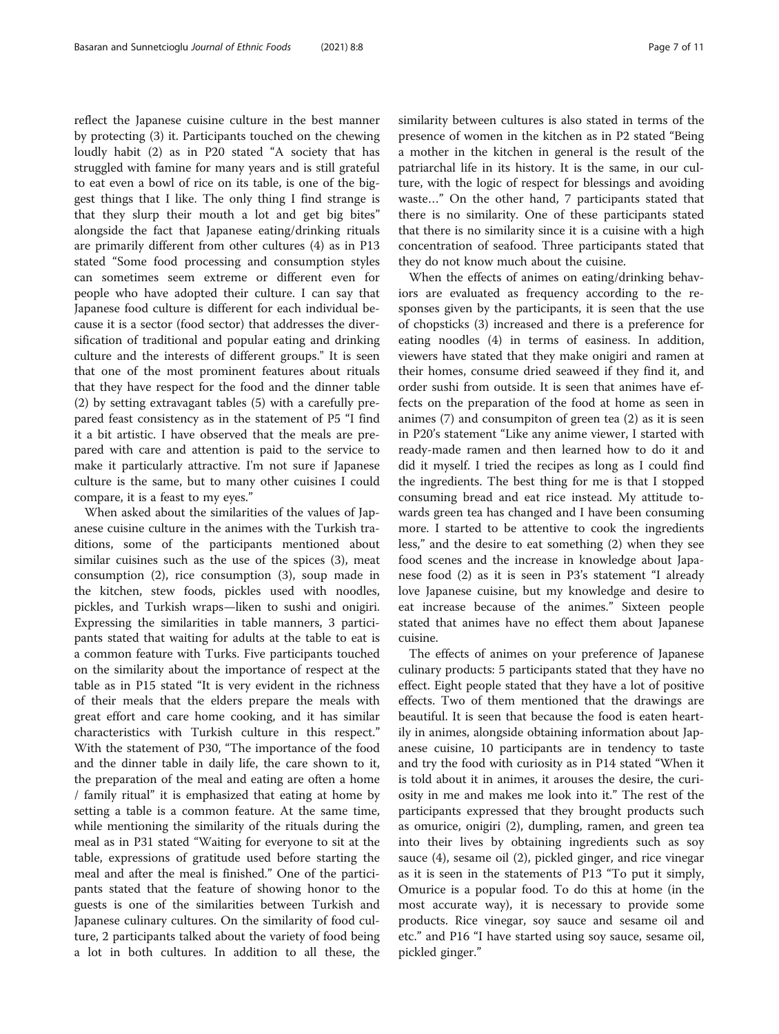reflect the Japanese cuisine culture in the best manner by protecting (3) it. Participants touched on the chewing loudly habit (2) as in P20 stated "A society that has struggled with famine for many years and is still grateful to eat even a bowl of rice on its table, is one of the biggest things that I like. The only thing I find strange is that they slurp their mouth a lot and get big bites" alongside the fact that Japanese eating/drinking rituals are primarily different from other cultures (4) as in P13 stated "Some food processing and consumption styles can sometimes seem extreme or different even for people who have adopted their culture. I can say that Japanese food culture is different for each individual because it is a sector (food sector) that addresses the diversification of traditional and popular eating and drinking culture and the interests of different groups." It is seen that one of the most prominent features about rituals that they have respect for the food and the dinner table (2) by setting extravagant tables (5) with a carefully prepared feast consistency as in the statement of P5 "I find it a bit artistic. I have observed that the meals are prepared with care and attention is paid to the service to make it particularly attractive. I'm not sure if Japanese culture is the same, but to many other cuisines I could compare, it is a feast to my eyes."

When asked about the similarities of the values of Japanese cuisine culture in the animes with the Turkish traditions, some of the participants mentioned about similar cuisines such as the use of the spices (3), meat consumption (2), rice consumption (3), soup made in the kitchen, stew foods, pickles used with noodles, pickles, and Turkish wraps—liken to sushi and onigiri. Expressing the similarities in table manners, 3 participants stated that waiting for adults at the table to eat is a common feature with Turks. Five participants touched on the similarity about the importance of respect at the table as in P15 stated "It is very evident in the richness of their meals that the elders prepare the meals with great effort and care home cooking, and it has similar characteristics with Turkish culture in this respect." With the statement of P30, "The importance of the food and the dinner table in daily life, the care shown to it, the preparation of the meal and eating are often a home / family ritual" it is emphasized that eating at home by setting a table is a common feature. At the same time, while mentioning the similarity of the rituals during the meal as in P31 stated "Waiting for everyone to sit at the table, expressions of gratitude used before starting the meal and after the meal is finished." One of the participants stated that the feature of showing honor to the guests is one of the similarities between Turkish and Japanese culinary cultures. On the similarity of food culture, 2 participants talked about the variety of food being a lot in both cultures. In addition to all these, the similarity between cultures is also stated in terms of the presence of women in the kitchen as in P2 stated "Being a mother in the kitchen in general is the result of the patriarchal life in its history. It is the same, in our culture, with the logic of respect for blessings and avoiding waste…" On the other hand, 7 participants stated that there is no similarity. One of these participants stated that there is no similarity since it is a cuisine with a high concentration of seafood. Three participants stated that they do not know much about the cuisine.

When the effects of animes on eating/drinking behaviors are evaluated as frequency according to the responses given by the participants, it is seen that the use of chopsticks (3) increased and there is a preference for eating noodles (4) in terms of easiness. In addition, viewers have stated that they make onigiri and ramen at their homes, consume dried seaweed if they find it, and order sushi from outside. It is seen that animes have effects on the preparation of the food at home as seen in animes (7) and consumpiton of green tea (2) as it is seen in P20's statement "Like any anime viewer, I started with ready-made ramen and then learned how to do it and did it myself. I tried the recipes as long as I could find the ingredients. The best thing for me is that I stopped consuming bread and eat rice instead. My attitude towards green tea has changed and I have been consuming more. I started to be attentive to cook the ingredients less," and the desire to eat something (2) when they see food scenes and the increase in knowledge about Japanese food (2) as it is seen in P3's statement "I already love Japanese cuisine, but my knowledge and desire to eat increase because of the animes." Sixteen people stated that animes have no effect them about Japanese cuisine.

The effects of animes on your preference of Japanese culinary products: 5 participants stated that they have no effect. Eight people stated that they have a lot of positive effects. Two of them mentioned that the drawings are beautiful. It is seen that because the food is eaten heartily in animes, alongside obtaining information about Japanese cuisine, 10 participants are in tendency to taste and try the food with curiosity as in P14 stated "When it is told about it in animes, it arouses the desire, the curiosity in me and makes me look into it." The rest of the participants expressed that they brought products such as omurice, onigiri (2), dumpling, ramen, and green tea into their lives by obtaining ingredients such as soy sauce (4), sesame oil (2), pickled ginger, and rice vinegar as it is seen in the statements of P13 "To put it simply, Omurice is a popular food. To do this at home (in the most accurate way), it is necessary to provide some products. Rice vinegar, soy sauce and sesame oil and etc." and P16 "I have started using soy sauce, sesame oil, pickled ginger."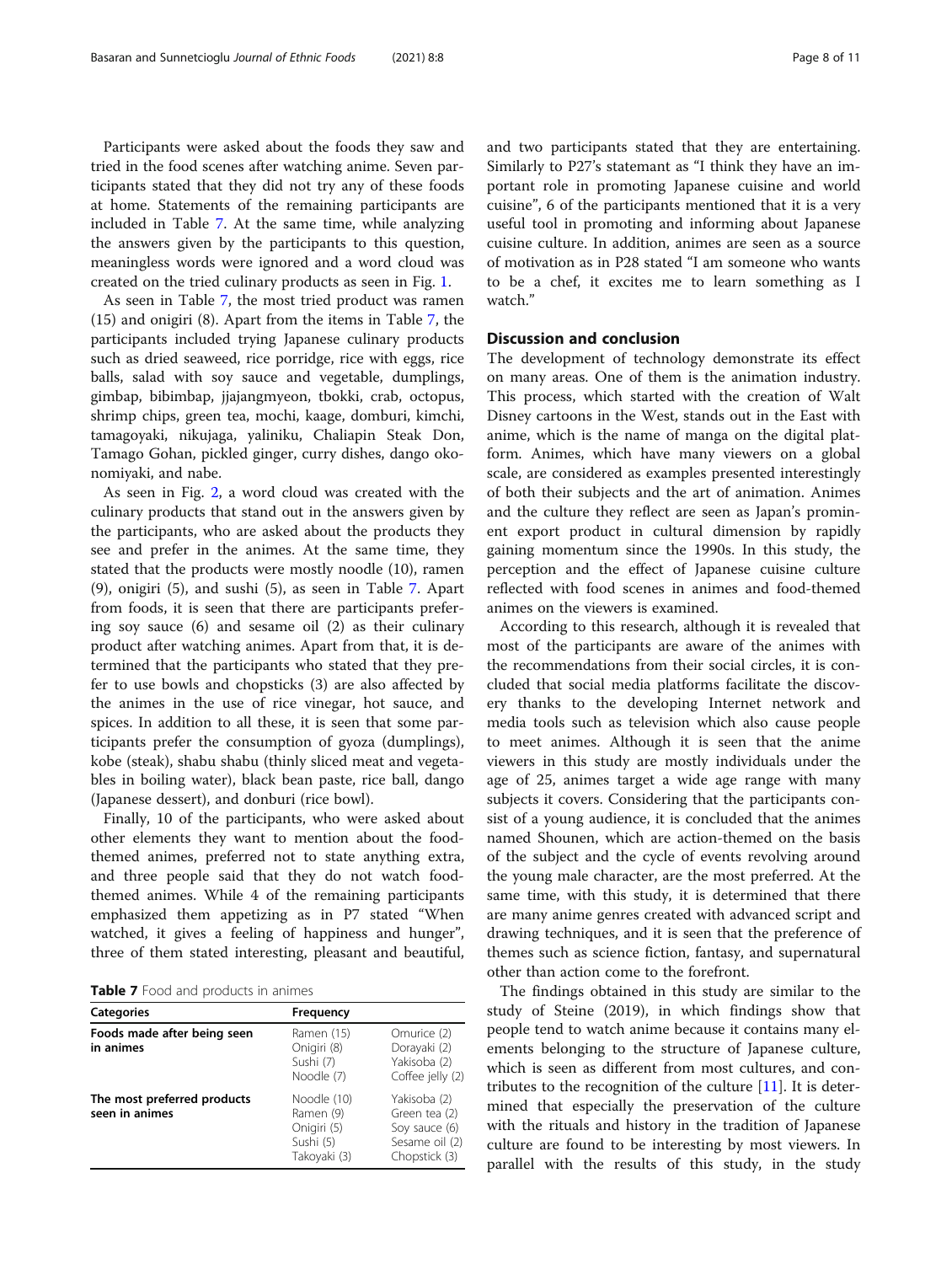Participants were asked about the foods they saw and tried in the food scenes after watching anime. Seven participants stated that they did not try any of these foods at home. Statements of the remaining participants are included in Table 7. At the same time, while analyzing the answers given by the participants to this question, meaningless words were ignored and a word cloud was created on the tried culinary products as seen in Fig. 1.

As seen in Table 7, the most tried product was ramen (15) and onigiri (8). Apart from the items in Table 7, the participants included trying Japanese culinary products such as dried seaweed, rice porridge, rice with eggs, rice balls, salad with soy sauce and vegetable, dumplings, gimbap, bibimbap, jjajangmyeon, tbokki, crab, octopus, shrimp chips, green tea, mochi, kaage, domburi, kimchi, tamagoyaki, nikujaga, yaliniku, Chaliapin Steak Don, Tamago Gohan, pickled ginger, curry dishes, dango okonomiyaki, and nabe.

As seen in Fig. 2, a word cloud was created with the culinary products that stand out in the answers given by the participants, who are asked about the products they see and prefer in the animes. At the same time, they stated that the products were mostly noodle (10), ramen (9), onigiri (5), and sushi (5), as seen in Table 7. Apart from foods, it is seen that there are participants preferring soy sauce (6) and sesame oil (2) as their culinary product after watching animes. Apart from that, it is determined that the participants who stated that they prefer to use bowls and chopsticks (3) are also affected by the animes in the use of rice vinegar, hot sauce, and spices. In addition to all these, it is seen that some participants prefer the consumption of gyoza (dumplings), kobe (steak), shabu shabu (thinly sliced meat and vegetables in boiling water), black bean paste, rice ball, dango (Japanese dessert), and donburi (rice bowl).

Finally, 10 of the participants, who were asked about other elements they want to mention about the food-themed animes, preferred not to state anything extra, and three people said that they do not watch food-themed animes. While 4 of the remaining participants emphasized them appetizing as in P7 stated "When watched, it gives a feeling of happiness and hunger", three of them stated interesting, pleasant and beautiful, and two participants stated that they are entertaining. Similarly to P27's statemant as "I think they have an important role in promoting Japanese cuisine and world cuisine", 6 of the participants mentioned that it is a very useful tool in promoting and informing about Japanese cuisine culture. In addition, animes are seen as a source of motivation as in P28 stated "I am someone who wants to be a chef, it excites me to learn something as I watch."

**Table 7** Food and products in animes

| Categories | Frequency | |
|---|---|---|
| **Foods made after being seen in animes** | Ramen (15)<br>Onigiri (8)<br>Sushi (7)<br>Noodle (7) | Omurice (2)<br>Dorayaki (2)<br>Yakisoba (2)<br>Coffee jelly (2) |
| **The most preferred products seen in animes** | Noodle (10)<br>Ramen (9)<br>Onigiri (5)<br>Sushi (5)<br>Takoyaki (3) | Yakisoba (2)<br>Green tea (2)<br>Soy sauce (6)<br>Sesame oil (2)<br>Chopstick (3) |

## Discussion and conclusion

The development of technology demonstrate its effect on many areas. One of them is the animation industry. This process, which started with the creation of Walt Disney cartoons in the West, stands out in the East with anime, which is the name of manga on the digital platform. Animes, which have many viewers on a global scale, are considered as examples presented interestingly of both their subjects and the art of animation. Animes and the culture they reflect are seen as Japan's prominent export product in cultural dimension by rapidly gaining momentum since the 1990s. In this study, the perception and the effect of Japanese cuisine culture reflected with food scenes in animes and food-themed animes on the viewers is examined.

According to this research, although it is revealed that most of the participants are aware of the animes with the recommendations from their social circles, it is concluded that social media platforms facilitate the discovery thanks to the developing Internet network and media tools such as television which also cause people to meet animes. Although it is seen that the anime viewers in this study are mostly individuals under the age of 25, animes target a wide age range with many subjects it covers. Considering that the participants consist of a young audience, it is concluded that the animes named Shounen, which are action-themed on the basis of the subject and the cycle of events revolving around the young male character, are the most preferred. At the same time, with this study, it is determined that there are many anime genres created with advanced script and drawing techniques, and it is seen that the preference of themes such as science fiction, fantasy, and supernatural other than action come to the forefront.

The findings obtained in this study are similar to the study of Steine (2019), in which findings show that people tend to watch anime because it contains many elements belonging to the structure of Japanese culture, which is seen as different from most cultures, and contributes to the recognition of the culture [11]. It is determined that especially the preservation of the culture with the rituals and history in the tradition of Japanese culture are found to be interesting by most viewers. In parallel with the results of this study, in the study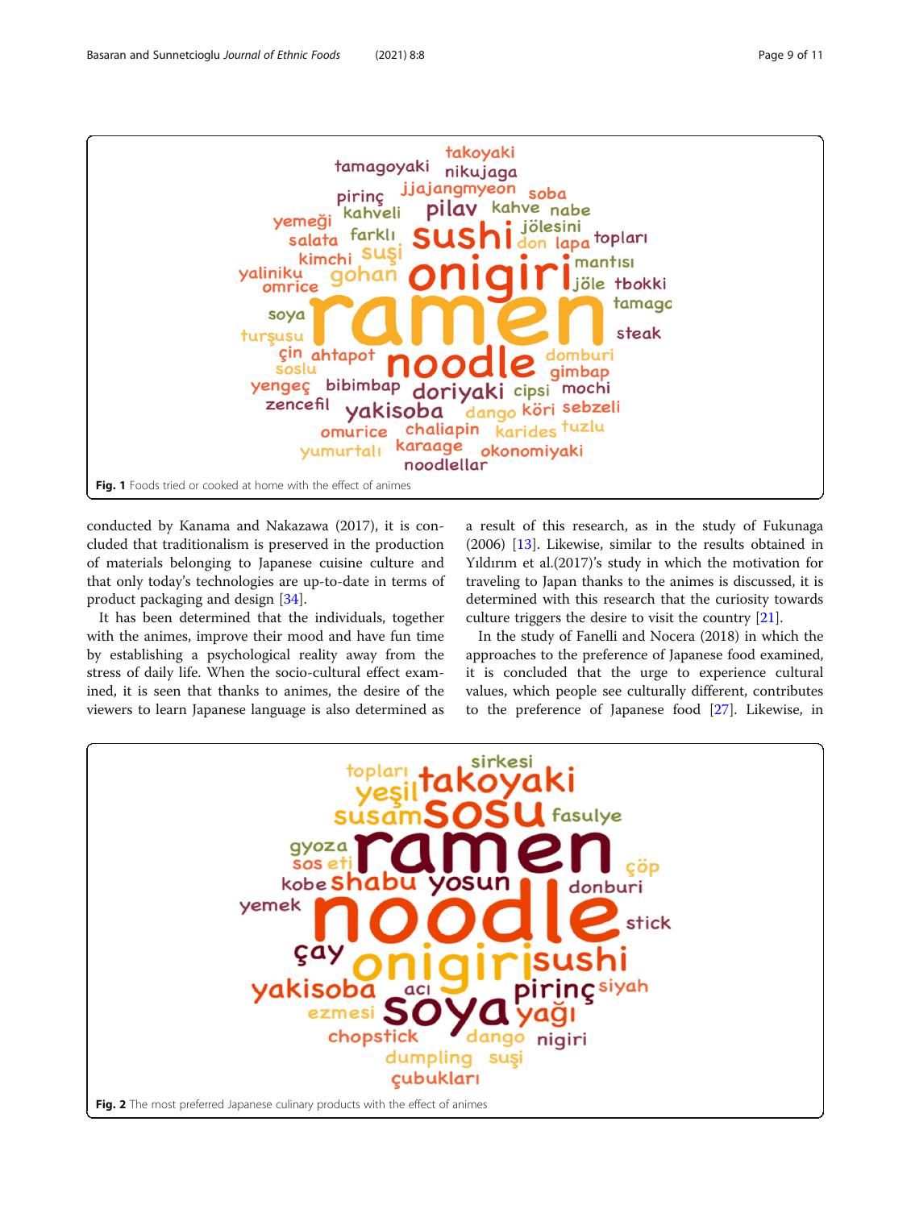Fig. 1 Foods tried or cooked at home with the effect of animes

conducted by Kanama and Nakazawa (2017), it is concluded that traditionalism is preserved in the production of materials belonging to Japanese cuisine culture and that only today's technologies are up-to-date in terms of product packaging and design [34].

It has been determined that the individuals, together with the animes, improve their mood and have fun time by establishing a psychological reality away from the stress of daily life. When the socio-cultural effect examined, it is seen that thanks to animes, the desire of the viewers to learn Japanese language is also determined as a result of this research, as in the study of Fukunaga (2006) [13]. Likewise, similar to the results obtained in Yıldırım et al.(2017)'s study in which the motivation for traveling to Japan thanks to the animes is discussed, it is determined with this research that the curiosity towards culture triggers the desire to visit the country [21].

In the study of Fanelli and Nocera (2018) in which the approaches to the preference of Japanese food examined, it is concluded that the urge to experience cultural values, which people see culturally different, contributes to the preference of Japanese food [27]. Likewise, in

Fig. 2 The most preferred Japanese culinary products with the effect of animes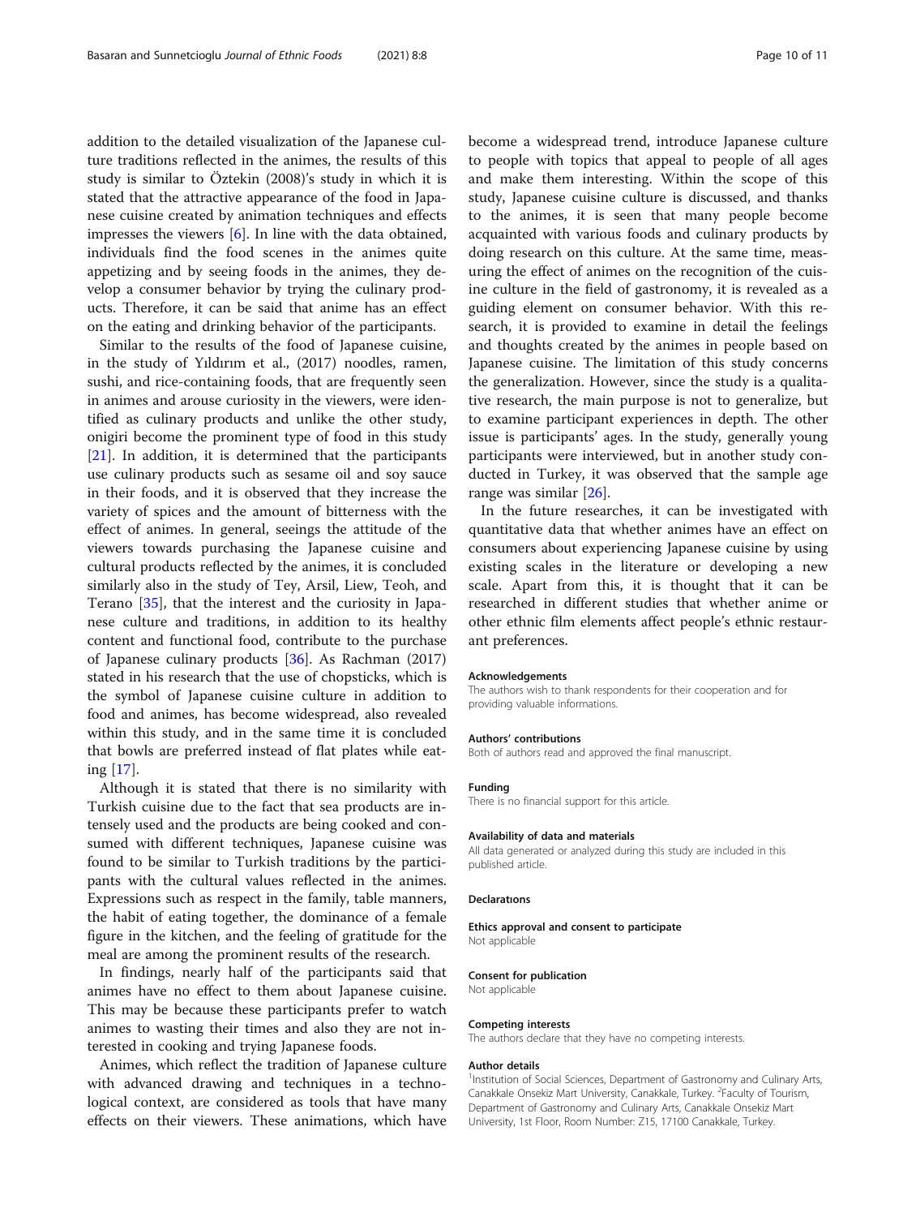addition to the detailed visualization of the Japanese culture traditions reflected in the animes, the results of this study is similar to Öztekin (2008)'s study in which it is stated that the attractive appearance of the food in Japanese cuisine created by animation techniques and effects impresses the viewers [6]. In line with the data obtained, individuals find the food scenes in the animes quite appetizing and by seeing foods in the animes, they develop a consumer behavior by trying the culinary products. Therefore, it can be said that anime has an effect on the eating and drinking behavior of the participants.

Similar to the results of the food of Japanese cuisine, in the study of Yıldırım et al., (2017) noodles, ramen, sushi, and rice-containing foods, that are frequently seen in animes and arouse curiosity in the viewers, were identified as culinary products and unlike the other study, onigiri become the prominent type of food in this study [21]. In addition, it is determined that the participants use culinary products such as sesame oil and soy sauce in their foods, and it is observed that they increase the variety of spices and the amount of bitterness with the effect of animes. In general, seeings the attitude of the viewers towards purchasing the Japanese cuisine and cultural products reflected by the animes, it is concluded similarly also in the study of Tey, Arsil, Liew, Teoh, and Terano [35], that the interest and the curiosity in Japanese culture and traditions, in addition to its healthy content and functional food, contribute to the purchase of Japanese culinary products [36]. As Rachman (2017) stated in his research that the use of chopsticks, which is the symbol of Japanese cuisine culture in addition to food and animes, has become widespread, also revealed within this study, and in the same time it is concluded that bowls are preferred instead of flat plates while eating [17].

Although it is stated that there is no similarity with Turkish cuisine due to the fact that sea products are intensely used and the products are being cooked and consumed with different techniques, Japanese cuisine was found to be similar to Turkish traditions by the participants with the cultural values reflected in the animes. Expressions such as respect in the family, table manners, the habit of eating together, the dominance of a female figure in the kitchen, and the feeling of gratitude for the meal are among the prominent results of the research.

In findings, nearly half of the participants said that animes have no effect to them about Japanese cuisine. This may be because these participants prefer to watch animes to wasting their times and also they are not interested in cooking and trying Japanese foods.

Animes, which reflect the tradition of Japanese culture with advanced drawing and techniques in a technological context, are considered as tools that have many effects on their viewers. These animations, which have become a widespread trend, introduce Japanese culture to people with topics that appeal to people of all ages and make them interesting. Within the scope of this study, Japanese cuisine culture is discussed, and thanks to the animes, it is seen that many people become acquainted with various foods and culinary products by doing research on this culture. At the same time, measuring the effect of animes on the recognition of the cuisine culture in the field of gastronomy, it is revealed as a guiding element on consumer behavior. With this research, it is provided to examine in detail the feelings and thoughts created by the animes in people based on Japanese cuisine. The limitation of this study concerns the generalization. However, since the study is a qualitative research, the main purpose is not to generalize, but to examine participant experiences in depth. The other issue is participants' ages. In the study, generally young participants were interviewed, but in another study conducted in Turkey, it was observed that the sample age range was similar [26].

In the future researches, it can be investigated with quantitative data that whether animes have an effect on consumers about experiencing Japanese cuisine by using existing scales in the literature or developing a new scale. Apart from this, it is thought that it can be researched in different studies that whether anime or other ethnic film elements affect people's ethnic restaurant preferences.

#### Acknowledgements
The authors wish to thank respondents for their cooperation and for providing valuable informations.

#### Authors' contributions
Both of authors read and approved the final manuscript.

#### Funding
There is no financial support for this article.

#### Availability of data and materials
All data generated or analyzed during this study are included in this published article.

### Declarations

#### Ethics approval and consent to participate
Not applicable

#### Consent for publication
Not applicable

#### Competing interests
The authors declare that they have no competing interests.

#### Author details
[1]Institution of Social Sciences, Department of Gastronomy and Culinary Arts, Canakkale Onsekiz Mart University, Canakkale, Turkey. [2]Faculty of Tourism, Department of Gastronomy and Culinary Arts, Canakkale Onsekiz Mart University, 1st Floor, Room Number: Z15, 17100 Canakkale, Turkey.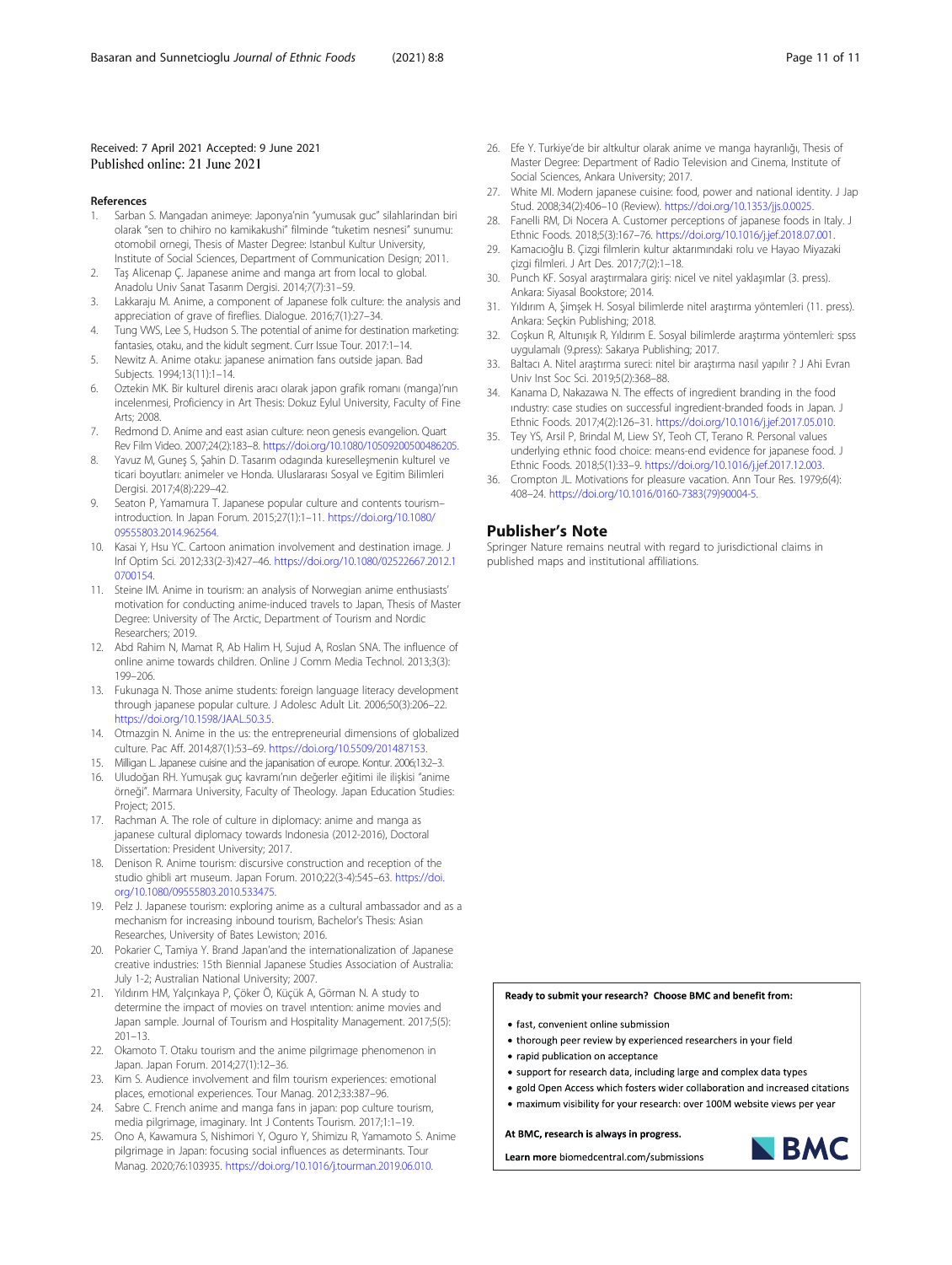Received: 7 April 2021 Accepted: 9 June 2021
Published online: 21 June 2021

## References

1. Sarban S. Mangadan animeye: Japonya'nin "yumusak guc" silahlarindan biri olarak "sen to chihiro no kamikakushi" filminde "tuketim nesnesi" sunumu: otomobil ornegi, Thesis of Master Degree: Istanbul Kultur University, Institute of Social Sciences, Department of Communication Design; 2011.
2. Taş Alicenap Ç. Japanese anime and manga art from local to global. Anadolu Univ Sanat Tasarım Dergisi. 2014;7(7):31–59.
3. Lakkaraju M. Anime, a component of Japanese folk culture: the analysis and appreciation of grave of fireflies. Dialogue. 2016;7(1):27–34.
4. Tung VWS, Lee S, Hudson S. The potential of anime for destination marketing: fantasies, otaku, and the kidult segment. Curr Issue Tour. 2017:1–14.
5. Newitz A. Anime otaku: japanese animation fans outside japan. Bad Subjects. 1994;13(11):1–14.
6. Oztekin MK. Bir kulturel direnis aracı olarak japon grafik romanı (manga)'nın incelenmesi, Proficiency in Art Thesis: Dokuz Eylul University, Faculty of Fine Arts; 2008.
7. Redmond D. Anime and east asian culture: neon genesis evangelion. Quart Rev Film Video. 2007;24(2):183–8. https://doi.org/10.1080/10509200500486205.
8. Yavuz M, Guneş S, Şahin D. Tasarım odagında kureselleşmenin kulturel ve ticari boyutları: animeler ve Honda. Uluslararası Sosyal ve Egitim Bilimleri Dergisi. 2017;4(8):229–42.
9. Seaton P, Yamamura T. Japanese popular culture and contents tourism–introduction. In Japan Forum. 2015;27(1):1–11. https://doi.org/10.1080/09555803.2014.962564.
10. Kasai Y, Hsu YC. Cartoon animation involvement and destination image. J Inf Optim Sci. 2012;33(2-3):427–46. https://doi.org/10.1080/02522667.2012.10700154.
11. Steine IM. Anime in tourism: an analysis of Norwegian anime enthusiasts' motivation for conducting anime-induced travels to Japan, Thesis of Master Degree: University of The Arctic, Department of Tourism and Nordic Researchers; 2019.
12. Abd Rahim N, Mamat R, Ab Halim H, Sujud A, Roslan SNA. The influence of online anime towards children. Online J Comm Media Technol. 2013;3(3):199–206.
13. Fukunaga N. Those anime students: foreign language literacy development through japanese popular culture. J Adolesc Adult Lit. 2006;50(3):206–22. https://doi.org/10.1598/JAAL.50.3.5.
14. Otmazgin N. Anime in the us: the entrepreneurial dimensions of globalized culture. Pac Aff. 2014;87(1):53–69. https://doi.org/10.5509/201487153.
15. Milligan L. Japanese cuisine and the japanisation of europe. Kontur. 2006;13:2–3.
16. Uludoğan RH. Yumuşak guç kavramı'nın değerler eğitimi ile ilişkisi "anime örneği". Marmara University, Faculty of Theology. Japan Education Studies: Project; 2015.
17. Rachman A. The role of culture in diplomacy: anime and manga as japanese cultural diplomacy towards Indonesia (2012-2016), Doctoral Dissertation: President University; 2017.
18. Denison R. Anime tourism: discursive construction and reception of the studio ghibli art museum. Japan Forum. 2010;22(3-4):545–63. https://doi.org/10.1080/09555803.2010.533475.
19. Pelz J. Japanese tourism: exploring anime as a cultural ambassador and as a mechanism for increasing inbound tourism, Bachelor's Thesis: Asian Researches, University of Bates Lewiston; 2016.
20. Pokarier C, Tamiya Y. Brand Japan'and the internationalization of Japanese creative industries: 15th Biennial Japanese Studies Association of Australia: July 1-2; Australian National University; 2007.
21. Yıldırım HM, Yalçınkaya P, Çöker Ö, Küçük A, Görman N. A study to determine the impact of movies on travel ıntention: anime movies and Japan sample. Journal of Tourism and Hospitality Management. 2017;5(5):201–13.
22. Okamoto T. Otaku tourism and the anime pilgrimage phenomenon in Japan. Japan Forum. 2014;27(1):12–36.
23. Kim S. Audience involvement and film tourism experiences: emotional places, emotional experiences. Tour Manag. 2012;33:387–96.
24. Sabre C. French anime and manga fans in japan: pop culture tourism, media pilgrimage, imaginary. Int J Contents Tourism. 2017;1:1–19.
25. Ono A, Kawamura S, Nishimori Y, Oguro Y, Shimizu R, Yamamoto S. Anime pilgrimage in Japan: focusing social influences as determinants. Tour Manag. 2020;76:103935. https://doi.org/10.1016/j.tourman.2019.06.010.
26. Efe Y. Turkiye'de bir altkultur olarak anime ve manga hayranlığı, Thesis of Master Degree: Department of Radio Television and Cinema, Institute of Social Sciences, Ankara University; 2017.
27. White MI. Modern japanese cuisine: food, power and national identity. J Jap Stud. 2008;34(2):406–10 (Review). https://doi.org/10.1353/jjs.0.0025.
28. Fanelli RM, Di Nocera A. Customer perceptions of japanese foods in Italy. J Ethnic Foods. 2018;5(3):167–76. https://doi.org/10.1016/j.jef.2018.07.001.
29. Kamacıoğlu B. Çizgi filmlerin kultur aktarımındaki rolu ve Hayao Miyazaki çizgi filmleri. J Art Des. 2017;7(2):1–18.
30. Punch KF. Sosyal araştırmalara giriş: nicel ve nitel yaklaşımlar (3. press). Ankara: Siyasal Bookstore; 2014.
31. Yıldırım A, Şimşek H. Sosyal bilimlerde nitel araştırma yöntemleri (11. press). Ankara: Seçkin Publishing; 2018.
32. Coşkun R, Altunışık R, Yıldırım E. Sosyal bilimlerde araştırma yöntemleri: spss uygulamalı (9.press): Sakarya Publishing; 2017.
33. Baltacı A. Nitel araştırma sureci: nitel bir araştırma nasıl yapılır ? J Ahi Evran Univ Inst Soc Sci. 2019;5(2):368–88.
34. Kanama D, Nakazawa N. The effects of ingredient branding in the food ındustry: case studies on successful ingredient-branded foods in Japan. J Ethnic Foods. 2017;4(2):126–31. https://doi.org/10.1016/j.jef.2017.05.010.
35. Tey YS, Arsil P, Brindal M, Liew SY, Teoh CT, Terano R. Personal values underlying ethnic food choice: means-end evidence for japanese food. J Ethnic Foods. 2018;5(1):33–9. https://doi.org/10.1016/j.jef.2017.12.003.
36. Crompton JL. Motivations for pleasure vacation. Ann Tour Res. 1979;6(4):408–24. https://doi.org/10.1016/0160-7383(79)90004-5.

## Publisher's Note

Springer Nature remains neutral with regard to jurisdictional claims in published maps and institutional affiliations.

**Ready to submit your research? Choose BMC and benefit from:**

- fast, convenient online submission
- thorough peer review by experienced researchers in your field
- rapid publication on acceptance
- support for research data, including large and complex data types
- gold Open Access which fosters wider collaboration and increased citations
- maximum visibility for your research: over 100M website views per year

**At BMC, research is always in progress.**

**Learn more** biomedcentral.com/submissions

BMC